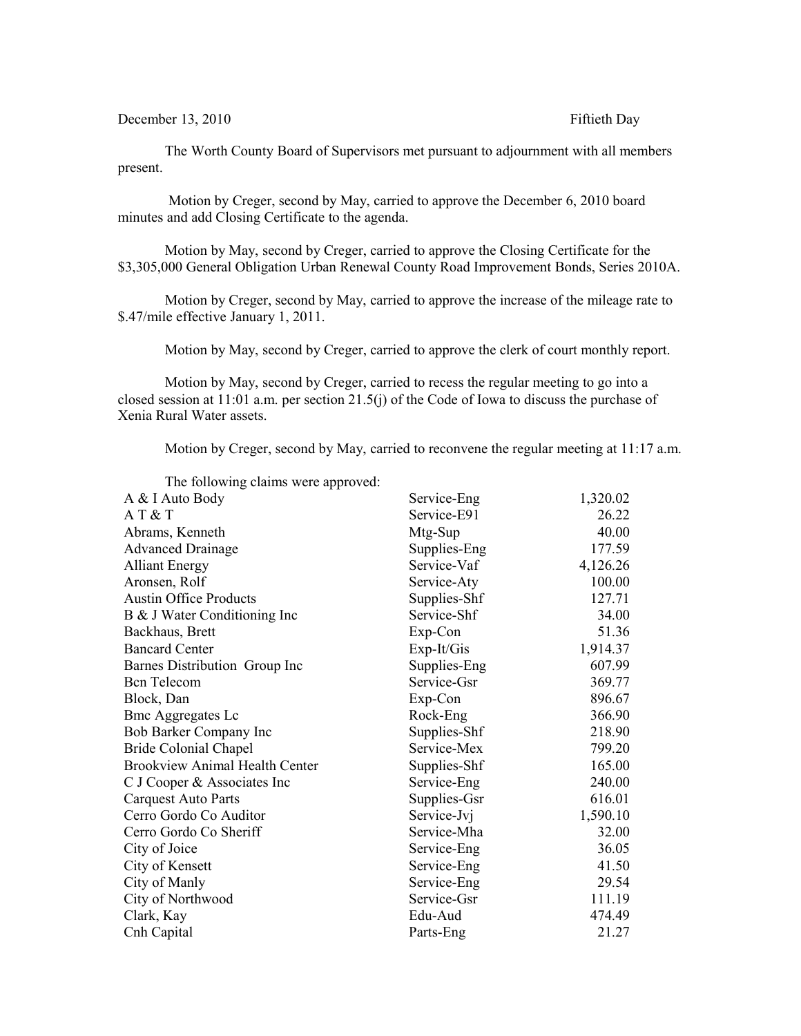December 13, 2010 Fiftieth Day

The Worth County Board of Supervisors met pursuant to adjournment with all members present.

Motion by Creger, second by May, carried to approve the December 6, 2010 board minutes and add Closing Certificate to the agenda.

Motion by May, second by Creger, carried to approve the Closing Certificate for the $3,305,000 General Obligation Urban Renewal County Road Improvement Bonds, Series 2010A.

Motion by Creger, second by May, carried to approve the increase of the mileage rate to $.47/mile effective January 1, 2011.

Motion by May, second by Creger, carried to approve the clerk of court monthly report.

Motion by May, second by Creger, carried to recess the regular meeting to go into a closed session at 11:01 a.m. per section 21.5(j) of the Code of Iowa to discuss the purchase of Xenia Rural Water assets.

Motion by Creger, second by May, carried to reconvene the regular meeting at 11:17 a.m.

The following claims were approved:

| | | |
|---|---|---|
| A & I Auto Body | Service-Eng | 1,320.02 |
| A T & T | Service-E91 | 26.22 |
| Abrams, Kenneth | Mtg-Sup | 40.00 |
| Advanced Drainage | Supplies-Eng | 177.59 |
| Alliant Energy | Service-Vaf | 4,126.26 |
| Aronsen, Rolf | Service-Aty | 100.00 |
| Austin Office Products | Supplies-Shf | 127.71 |
| B & J Water Conditioning Inc | Service-Shf | 34.00 |
| Backhaus, Brett | Exp-Con | 51.36 |
| Bancard Center | Exp-It/Gis | 1,914.37 |
| Barnes Distribution Group Inc | Supplies-Eng | 607.99 |
| Bcn Telecom | Service-Gsr | 369.77 |
| Block, Dan | Exp-Con | 896.67 |
| Bmc Aggregates Lc | Rock-Eng | 366.90 |
| Bob Barker Company Inc | Supplies-Shf | 218.90 |
| Bride Colonial Chapel | Service-Mex | 799.20 |
| Brookview Animal Health Center | Supplies-Shf | 165.00 |
| C J Cooper & Associates Inc | Service-Eng | 240.00 |
| Carquest Auto Parts | Supplies-Gsr | 616.01 |
| Cerro Gordo Co Auditor | Service-Jvj | 1,590.10 |
| Cerro Gordo Co Sheriff | Service-Mha | 32.00 |
| City of Joice | Service-Eng | 36.05 |
| City of Kensett | Service-Eng | 41.50 |
| City of Manly | Service-Eng | 29.54 |
| City of Northwood | Service-Gsr | 111.19 |
| Clark, Kay | Edu-Aud | 474.49 |
| Cnh Capital | Parts-Eng | 21.27 |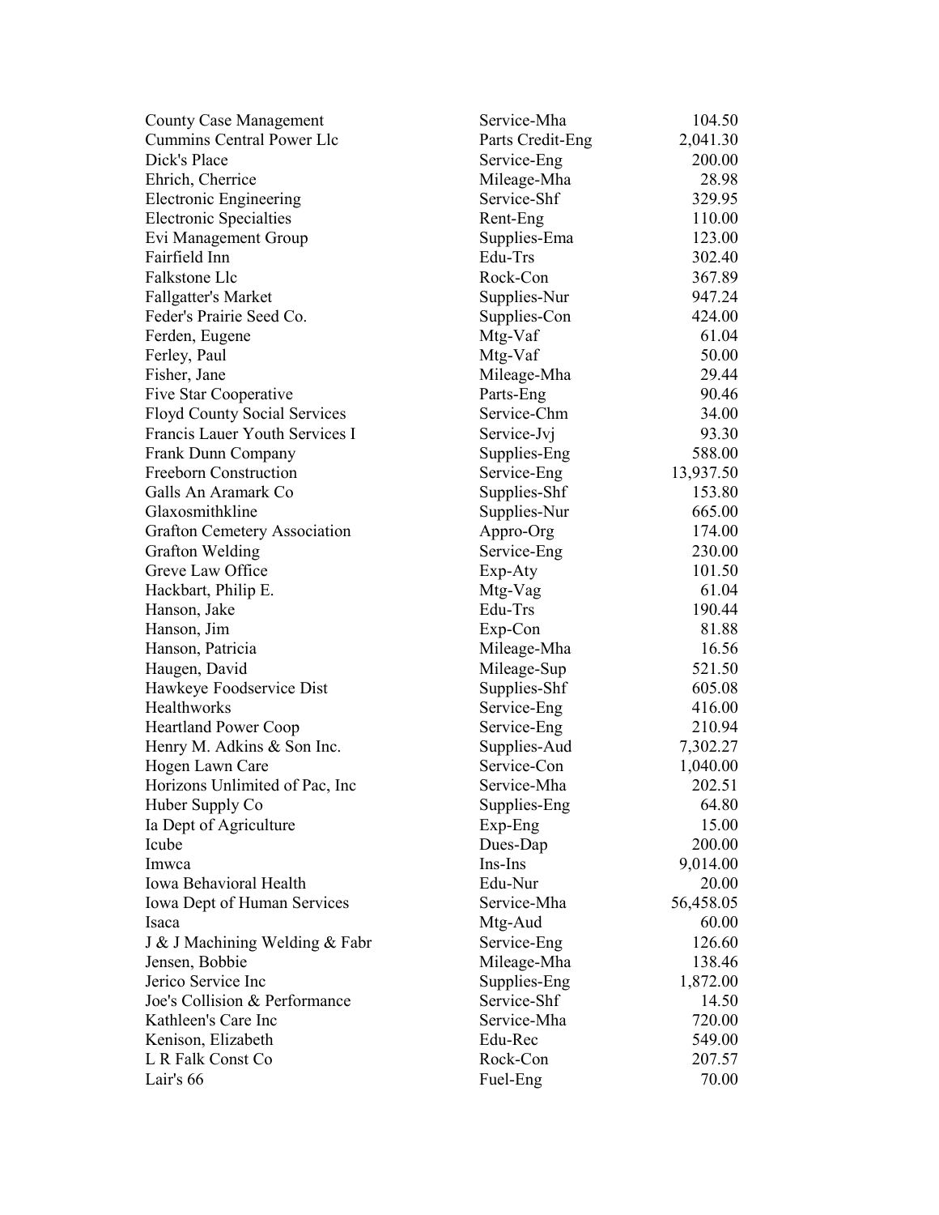| | | |
|---|---|---|
| County Case Management | Service-Mha | 104.50 |
| Cummins Central Power Llc | Parts Credit-Eng | 2,041.30 |
| Dick's Place | Service-Eng | 200.00 |
| Ehrich, Cherrice | Mileage-Mha | 28.98 |
| Electronic Engineering | Service-Shf | 329.95 |
| Electronic Specialties | Rent-Eng | 110.00 |
| Evi Management Group | Supplies-Ema | 123.00 |
| Fairfield Inn | Edu-Trs | 302.40 |
| Falkstone Llc | Rock-Con | 367.89 |
| Fallgatter's Market | Supplies-Nur | 947.24 |
| Feder's Prairie Seed Co. | Supplies-Con | 424.00 |
| Ferden, Eugene | Mtg-Vaf | 61.04 |
| Ferley, Paul | Mtg-Vaf | 50.00 |
| Fisher, Jane | Mileage-Mha | 29.44 |
| Five Star Cooperative | Parts-Eng | 90.46 |
| Floyd County Social Services | Service-Chm | 34.00 |
| Francis Lauer Youth Services I | Service-Jvj | 93.30 |
| Frank Dunn Company | Supplies-Eng | 588.00 |
| Freeborn Construction | Service-Eng | 13,937.50 |
| Galls An Aramark Co | Supplies-Shf | 153.80 |
| Glaxosmithkline | Supplies-Nur | 665.00 |
| Grafton Cemetery Association | Appro-Org | 174.00 |
| Grafton Welding | Service-Eng | 230.00 |
| Greve Law Office | Exp-Aty | 101.50 |
| Hackbart, Philip E. | Mtg-Vag | 61.04 |
| Hanson, Jake | Edu-Trs | 190.44 |
| Hanson, Jim | Exp-Con | 81.88 |
| Hanson, Patricia | Mileage-Mha | 16.56 |
| Haugen, David | Mileage-Sup | 521.50 |
| Hawkeye Foodservice Dist | Supplies-Shf | 605.08 |
| Healthworks | Service-Eng | 416.00 |
| Heartland Power Coop | Service-Eng | 210.94 |
| Henry M. Adkins & Son Inc. | Supplies-Aud | 7,302.27 |
| Hogen Lawn Care | Service-Con | 1,040.00 |
| Horizons Unlimited of Pac, Inc | Service-Mha | 202.51 |
| Huber Supply Co | Supplies-Eng | 64.80 |
| Ia Dept of Agriculture | Exp-Eng | 15.00 |
| Icube | Dues-Dap | 200.00 |
| Imwca | Ins-Ins | 9,014.00 |
| Iowa Behavioral Health | Edu-Nur | 20.00 |
| Iowa Dept of Human Services | Service-Mha | 56,458.05 |
| Isaca | Mtg-Aud | 60.00 |
| J & J Machining Welding & Fabr | Service-Eng | 126.60 |
| Jensen, Bobbie | Mileage-Mha | 138.46 |
| Jerico Service Inc | Supplies-Eng | 1,872.00 |
| Joe's Collision & Performance | Service-Shf | 14.50 |
| Kathleen's Care Inc | Service-Mha | 720.00 |
| Kenison, Elizabeth | Edu-Rec | 549.00 |
| L R Falk Const Co | Rock-Con | 207.57 |
| Lair's 66 | Fuel-Eng | 70.00 |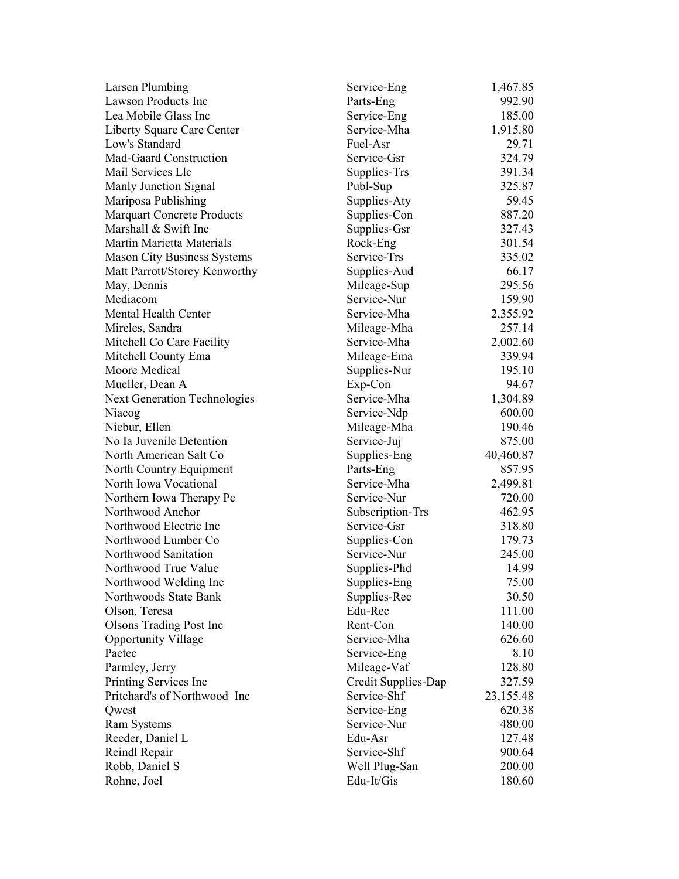| | | |
|---|---|---|
| Larsen Plumbing | Service-Eng | 1,467.85 |
| Lawson Products Inc | Parts-Eng | 992.90 |
| Lea Mobile Glass Inc | Service-Eng | 185.00 |
| Liberty Square Care Center | Service-Mha | 1,915.80 |
| Low's Standard | Fuel-Asr | 29.71 |
| Mad-Gaard Construction | Service-Gsr | 324.79 |
| Mail Services Llc | Supplies-Trs | 391.34 |
| Manly Junction Signal | Publ-Sup | 325.87 |
| Mariposa Publishing | Supplies-Aty | 59.45 |
| Marquart Concrete Products | Supplies-Con | 887.20 |
| Marshall & Swift Inc | Supplies-Gsr | 327.43 |
| Martin Marietta Materials | Rock-Eng | 301.54 |
| Mason City Business Systems | Service-Trs | 335.02 |
| Matt Parrott/Storey Kenworthy | Supplies-Aud | 66.17 |
| May, Dennis | Mileage-Sup | 295.56 |
| Mediacom | Service-Nur | 159.90 |
| Mental Health Center | Service-Mha | 2,355.92 |
| Mireles, Sandra | Mileage-Mha | 257.14 |
| Mitchell Co Care Facility | Service-Mha | 2,002.60 |
| Mitchell County Ema | Mileage-Ema | 339.94 |
| Moore Medical | Supplies-Nur | 195.10 |
| Mueller, Dean A | Exp-Con | 94.67 |
| Next Generation Technologies | Service-Mha | 1,304.89 |
| Niacog | Service-Ndp | 600.00 |
| Niebur, Ellen | Mileage-Mha | 190.46 |
| No Ia Juvenile Detention | Service-Juj | 875.00 |
| North American Salt Co | Supplies-Eng | 40,460.87 |
| North Country Equipment | Parts-Eng | 857.95 |
| North Iowa Vocational | Service-Mha | 2,499.81 |
| Northern Iowa Therapy Pc | Service-Nur | 720.00 |
| Northwood Anchor | Subscription-Trs | 462.95 |
| Northwood Electric Inc | Service-Gsr | 318.80 |
| Northwood Lumber Co | Supplies-Con | 179.73 |
| Northwood Sanitation | Service-Nur | 245.00 |
| Northwood True Value | Supplies-Phd | 14.99 |
| Northwood Welding Inc | Supplies-Eng | 75.00 |
| Northwoods State Bank | Supplies-Rec | 30.50 |
| Olson, Teresa | Edu-Rec | 111.00 |
| Olsons Trading Post Inc | Rent-Con | 140.00 |
| Opportunity Village | Service-Mha | 626.60 |
| Paetec | Service-Eng | 8.10 |
| Parmley, Jerry | Mileage-Vaf | 128.80 |
| Printing Services Inc | Credit Supplies-Dap | 327.59 |
| Pritchard's of Northwood Inc | Service-Shf | 23,155.48 |
| Qwest | Service-Eng | 620.38 |
| Ram Systems | Service-Nur | 480.00 |
| Reeder, Daniel L | Edu-Asr | 127.48 |
| Reindl Repair | Service-Shf | 900.64 |
| Robb, Daniel S | Well Plug-San | 200.00 |
| Rohne, Joel | Edu-It/Gis | 180.60 |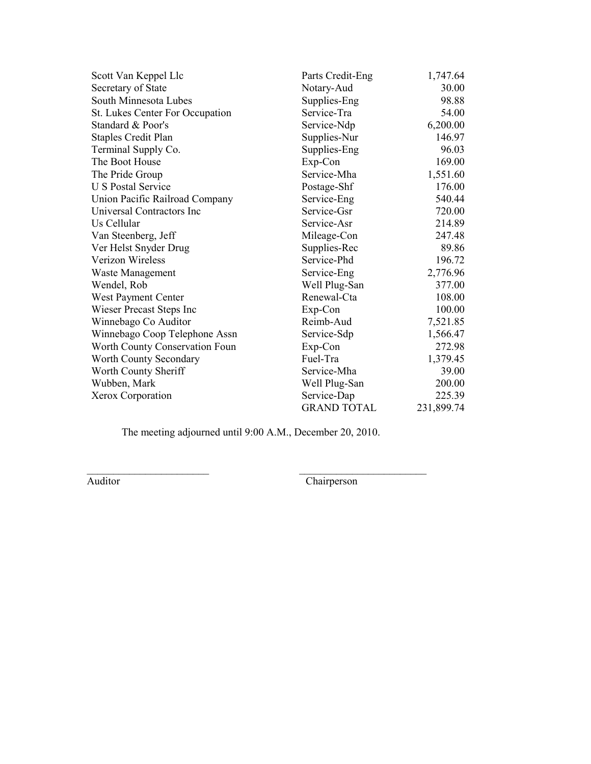| | | |
|---|---|---|
| Scott Van Keppel Llc | Parts Credit-Eng | 1,747.64 |
| Secretary of State | Notary-Aud | 30.00 |
| South Minnesota Lubes | Supplies-Eng | 98.88 |
| St. Lukes Center For Occupation | Service-Tra | 54.00 |
| Standard & Poor's | Service-Ndp | 6,200.00 |
| Staples Credit Plan | Supplies-Nur | 146.97 |
| Terminal Supply Co. | Supplies-Eng | 96.03 |
| The Boot House | Exp-Con | 169.00 |
| The Pride Group | Service-Mha | 1,551.60 |
| U S Postal Service | Postage-Shf | 176.00 |
| Union Pacific Railroad Company | Service-Eng | 540.44 |
| Universal Contractors Inc | Service-Gsr | 720.00 |
| Us Cellular | Service-Asr | 214.89 |
| Van Steenberg, Jeff | Mileage-Con | 247.48 |
| Ver Helst Snyder Drug | Supplies-Rec | 89.86 |
| Verizon Wireless | Service-Phd | 196.72 |
| Waste Management | Service-Eng | 2,776.96 |
| Wendel, Rob | Well Plug-San | 377.00 |
| West Payment Center | Renewal-Cta | 108.00 |
| Wieser Precast Steps Inc | Exp-Con | 100.00 |
| Winnebago Co Auditor | Reimb-Aud | 7,521.85 |
| Winnebago Coop Telephone Assn | Service-Sdp | 1,566.47 |
| Worth County Conservation Foun | Exp-Con | 272.98 |
| Worth County Secondary | Fuel-Tra | 1,379.45 |
| Worth County Sheriff | Service-Mha | 39.00 |
| Wubben, Mark | Well Plug-San | 200.00 |
| Xerox Corporation | Service-Dap | 225.39 |
| | GRAND TOTAL | 231,899.74 |

The meeting adjourned until 9:00 A.M., December 20, 2010.

_______________________ _______________________

Auditor Chairperson